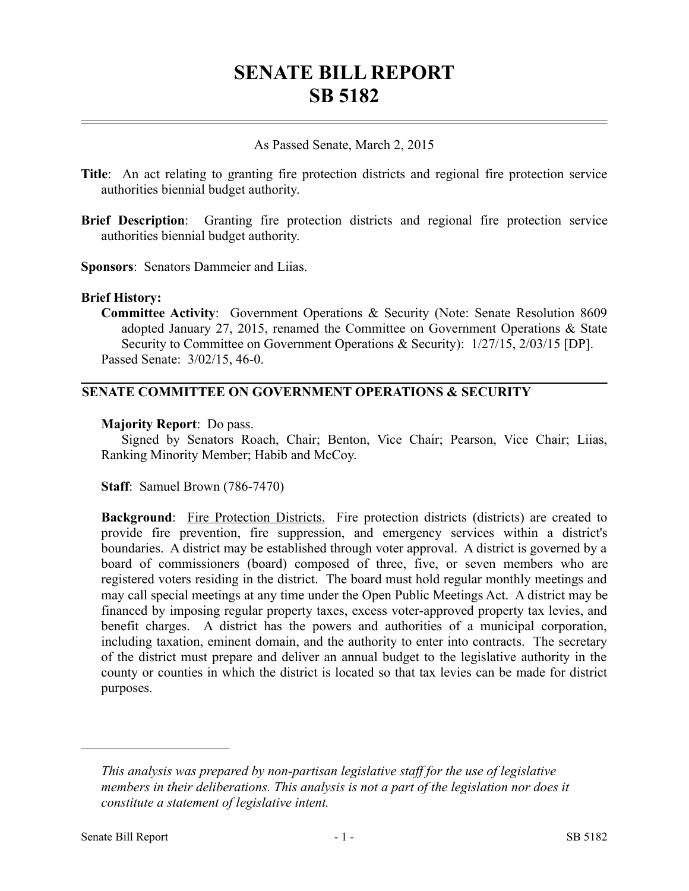# SENATE BILL REPORT
# SB 5182

As Passed Senate, March 2, 2015

**Title**: An act relating to granting fire protection districts and regional fire protection service authorities biennial budget authority.

**Brief Description**: Granting fire protection districts and regional fire protection service authorities biennial budget authority.

**Sponsors**: Senators Dammeier and Liias.

**Brief History:**

**Committee Activity**: Government Operations & Security (Note: Senate Resolution 8609 adopted January 27, 2015, renamed the Committee on Government Operations & State Security to Committee on Government Operations & Security): 1/27/15, 2/03/15 [DP].

Passed Senate: 3/02/15, 46-0.

## SENATE COMMITTEE ON GOVERNMENT OPERATIONS & SECURITY

**Majority Report**: Do pass.

Signed by Senators Roach, Chair; Benton, Vice Chair; Pearson, Vice Chair; Liias, Ranking Minority Member; Habib and McCoy.

**Staff**: Samuel Brown (786-7470)

**Background**: Fire Protection Districts. Fire protection districts (districts) are created to provide fire prevention, fire suppression, and emergency services within a district's boundaries. A district may be established through voter approval. A district is governed by a board of commissioners (board) composed of three, five, or seven members who are registered voters residing in the district. The board must hold regular monthly meetings and may call special meetings at any time under the Open Public Meetings Act. A district may be financed by imposing regular property taxes, excess voter-approved property tax levies, and benefit charges. A district has the powers and authorities of a municipal corporation, including taxation, eminent domain, and the authority to enter into contracts. The secretary of the district must prepare and deliver an annual budget to the legislative authority in the county or counties in which the district is located so that tax levies can be made for district purposes.

---

*This analysis was prepared by non-partisan legislative staff for the use of legislative members in their deliberations. This analysis is not a part of the legislation nor does it constitute a statement of legislative intent.*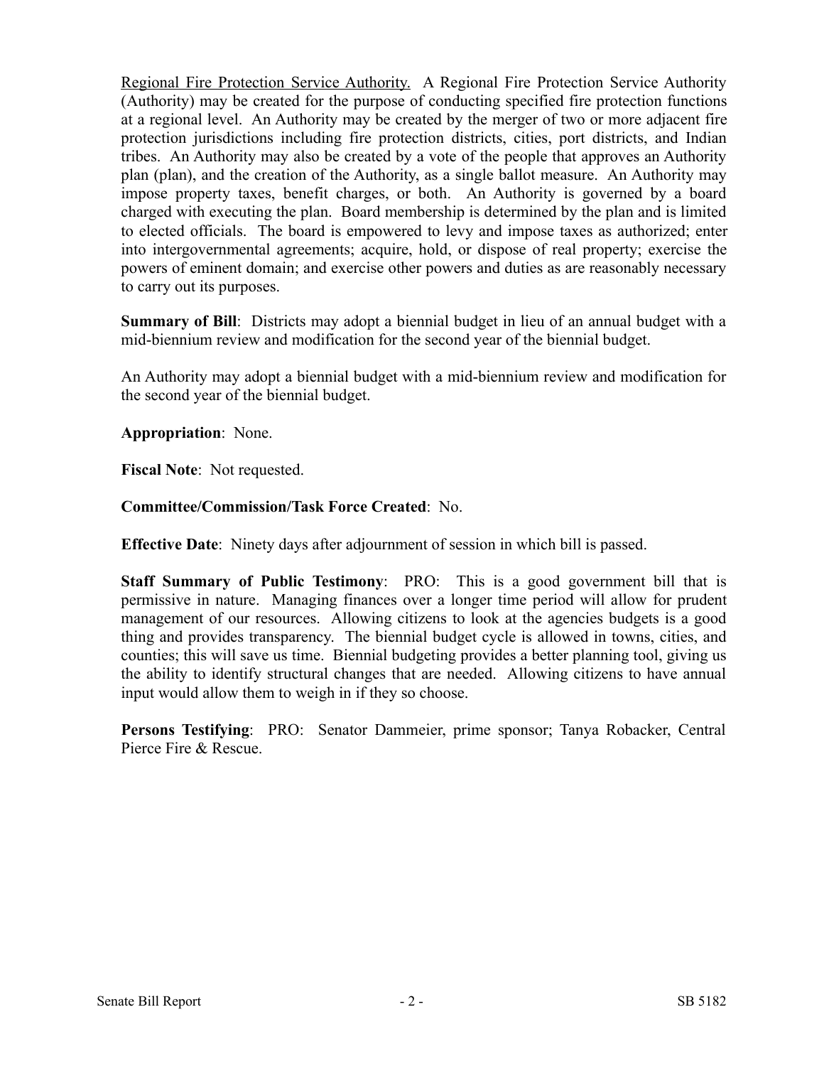Regional Fire Protection Service Authority. A Regional Fire Protection Service Authority (Authority) may be created for the purpose of conducting specified fire protection functions at a regional level. An Authority may be created by the merger of two or more adjacent fire protection jurisdictions including fire protection districts, cities, port districts, and Indian tribes. An Authority may also be created by a vote of the people that approves an Authority plan (plan), and the creation of the Authority, as a single ballot measure. An Authority may impose property taxes, benefit charges, or both. An Authority is governed by a board charged with executing the plan. Board membership is determined by the plan and is limited to elected officials. The board is empowered to levy and impose taxes as authorized; enter into intergovernmental agreements; acquire, hold, or dispose of real property; exercise the powers of eminent domain; and exercise other powers and duties as are reasonably necessary to carry out its purposes.

**Summary of Bill**: Districts may adopt a biennial budget in lieu of an annual budget with a mid-biennium review and modification for the second year of the biennial budget.

An Authority may adopt a biennial budget with a mid-biennium review and modification for the second year of the biennial budget.

**Appropriation**: None.

**Fiscal Note**: Not requested.

**Committee/Commission/Task Force Created**: No.

**Effective Date**: Ninety days after adjournment of session in which bill is passed.

**Staff Summary of Public Testimony**: PRO: This is a good government bill that is permissive in nature. Managing finances over a longer time period will allow for prudent management of our resources. Allowing citizens to look at the agencies budgets is a good thing and provides transparency. The biennial budget cycle is allowed in towns, cities, and counties; this will save us time. Biennial budgeting provides a better planning tool, giving us the ability to identify structural changes that are needed. Allowing citizens to have annual input would allow them to weigh in if they so choose.

**Persons Testifying**: PRO: Senator Dammeier, prime sponsor; Tanya Robacker, Central Pierce Fire & Rescue.